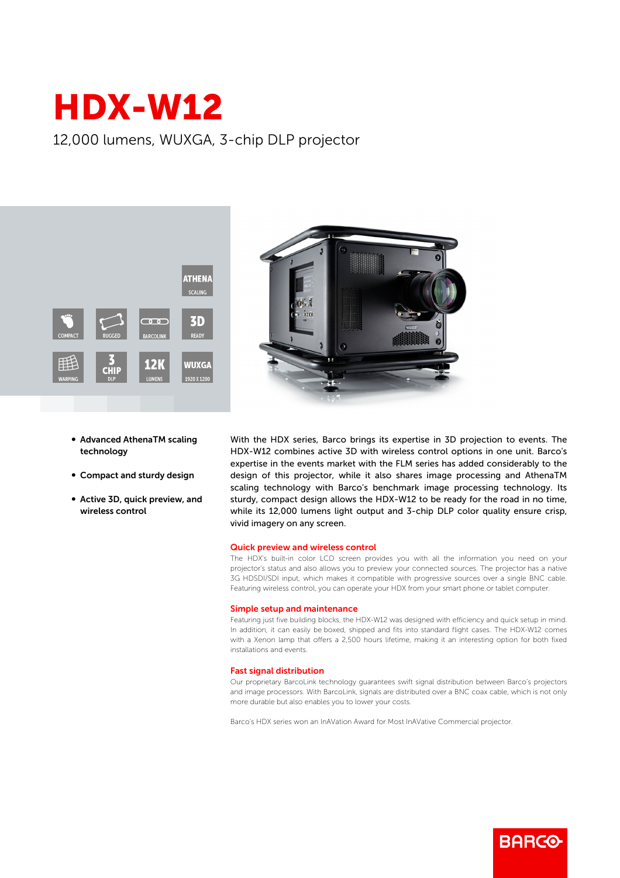# HDX-W12

12,000 lumens, WUXGA, 3-chip DLP projector

- **Advanced AthenaTM scaling technology**
- **Compact and sturdy design**
- **Active 3D, quick preview, and wireless control**

With the HDX series, Barco brings its expertise in 3D projection to events. The HDX-W12 combines active 3D with wireless control options in one unit. Barco's expertise in the events market with the FLM series has added considerably to the design of this projector, while it also shares image processing and AthenaTM scaling technology with Barco's benchmark image processing technology. Its sturdy, compact design allows the HDX-W12 to be ready for the road in no time, while its 12,000 lumens light output and 3-chip DLP color quality ensure crisp, vivid imagery on any screen.

## Quick preview and wireless control

The HDX's built-in color LCD screen provides you with all the information you need on your projector's status and also allows you to preview your connected sources. The projector has a native 3G HDSDI/SDI input, which makes it compatible with progressive sources over a single BNC cable. Featuring wireless control, you can operate your HDX from your smart phone or tablet computer.

## Simple setup and maintenance

Featuring just five building blocks, the HDX-W12 was designed with efficiency and quick setup in mind. In addition, it can easily be boxed, shipped and fits into standard flight cases. The HDX-W12 comes with a Xenon lamp that offers a 2,500 hours lifetime, making it an interesting option for both fixed installations and events.

## Fast signal distribution

Our proprietary BarcoLink technology guarantees swift signal distribution between Barco's projectors and image processors. With BarcoLink, signals are distributed over a BNC coax cable, which is not only more durable but also enables you to lower your costs.

Barco's HDX series won an InAVation Award for Most InAVative Commercial projector.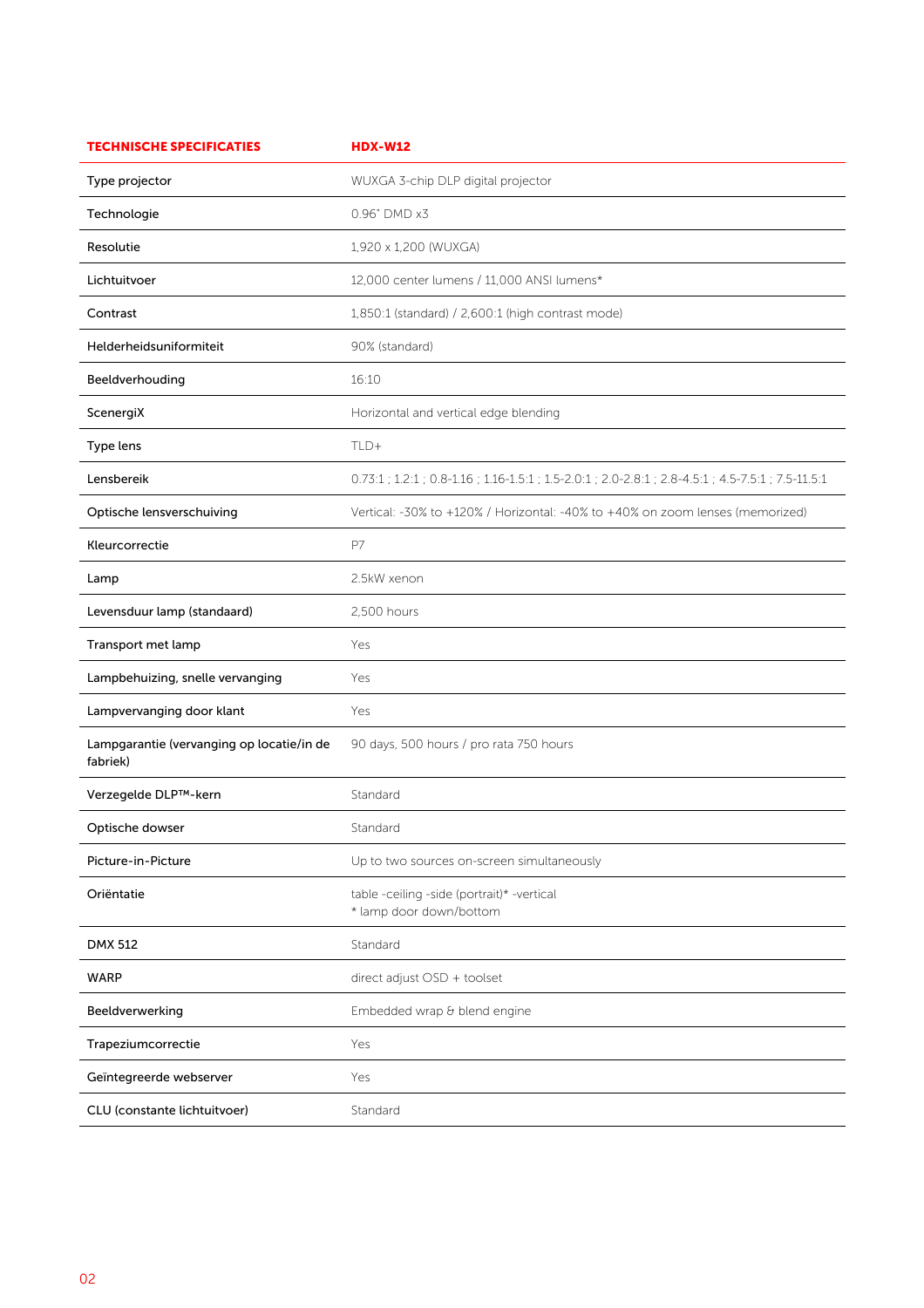| TECHNISCHE SPECIFICATIES | HDX-W12 |
| --- | --- |
| Type projector | WUXGA 3-chip DLP digital projector |
| Technologie | 0.96" DMD x3 |
| Resolutie | 1,920 x 1,200 (WUXGA) |
| Lichtuitvoer | 12,000 center lumens / 11,000 ANSI lumens* |
| Contrast | 1,850:1 (standard) / 2,600:1 (high contrast mode) |
| Helderheidsuniformiteit | 90% (standard) |
| Beeldverhouding | 16:10 |
| ScenergiX | Horizontal and vertical edge blending |
| Type lens | TLD+ |
| Lensbereik | 0.73:1 ; 1.2:1 ; 0.8-1.16 ; 1.16-1.5:1 ; 1.5-2.0:1 ; 2.0-2.8:1 ; 2.8-4.5:1 ; 4.5-7.5:1 ; 7.5-11.5:1 |
| Optische lensverschuiving | Vertical: -30% to +120% / Horizontal: -40% to +40% on zoom lenses (memorized) |
| Kleurcorrectie | P7 |
| Lamp | 2.5kW xenon |
| Levensduur lamp (standaard) | 2,500 hours |
| Transport met lamp | Yes |
| Lampbehuizing, snelle vervanging | Yes |
| Lampvervanging door klant | Yes |
| Lampgarantie (vervanging op locatie/in de fabriek) | 90 days, 500 hours / pro rata 750 hours |
| Verzegelde DLP™-kern | Standard |
| Optische dowser | Standard |
| Picture-in-Picture | Up to two sources on-screen simultaneously |
| Oriëntatie | table -ceiling -side (portrait)* -vertical<br>* lamp door down/bottom |
| DMX 512 | Standard |
| WARP | direct adjust OSD + toolset |
| Beeldverwerking | Embedded wrap & blend engine |
| Trapeziumcorrectie | Yes |
| Geïntegreerde webserver | Yes |
| CLU (constante lichtuitvoer) | Standard |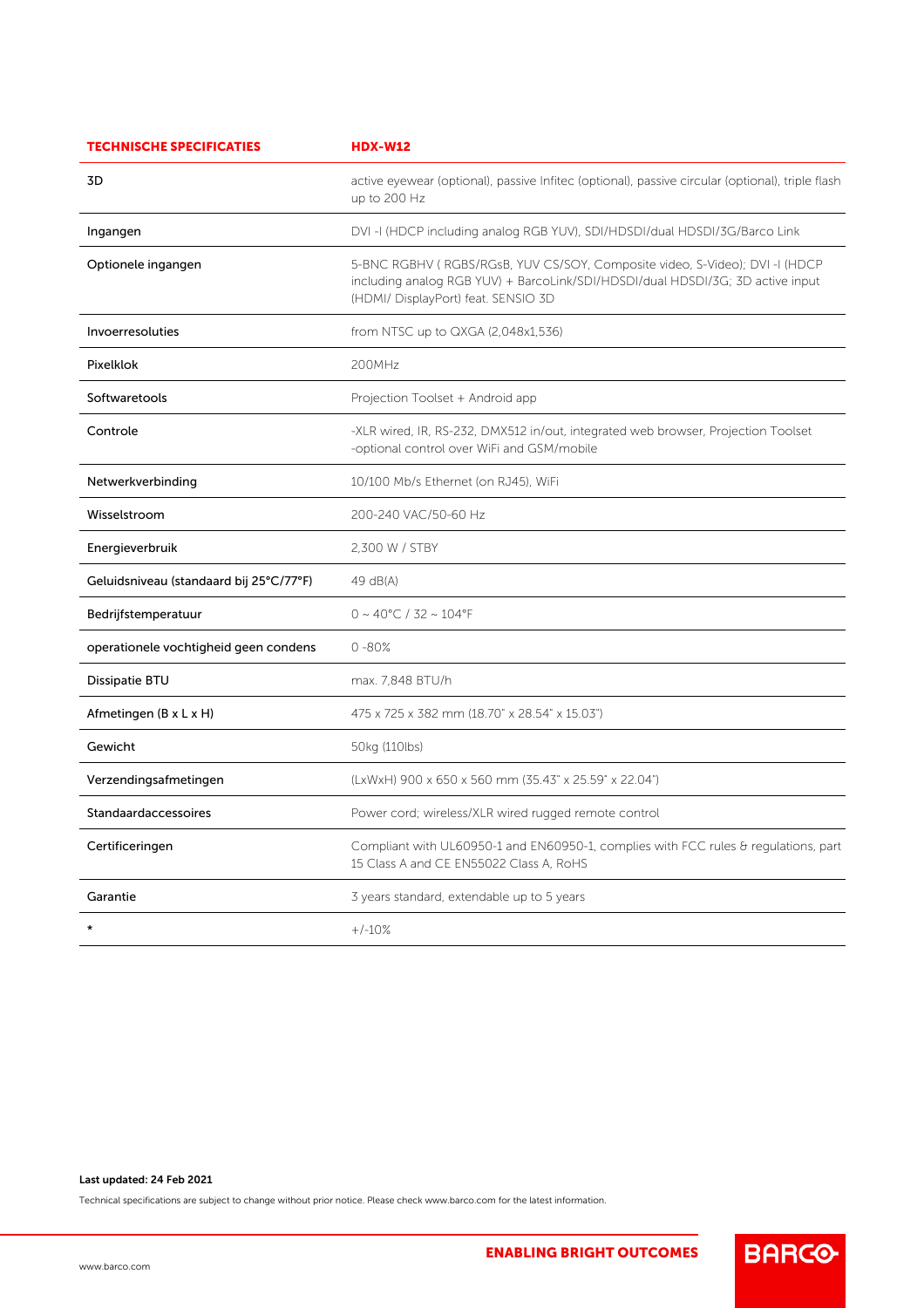| TECHNISCHE SPECIFICATIES | HDX-W12 |
|---|---|
| 3D | active eyewear (optional), passive Infitec (optional), passive circular (optional), triple flash up to 200 Hz |
| Ingangen | DVI -I (HDCP including analog RGB YUV), SDI/HDSDI/dual HDSDI/3G/Barco Link |
| Optionele ingangen | 5-BNC RGBHV ( RGBS/RGsB, YUV CS/SOY, Composite video, S-Video); DVI -I (HDCP including analog RGB YUV) + BarcoLink/SDI/HDSDI/dual HDSDI/3G; 3D active input (HDMI/ DisplayPort) feat. SENSIO 3D |
| Invoerresoluties | from NTSC up to QXGA (2,048x1,536) |
| Pixelklok | 200MHz |
| Softwaretools | Projection Toolset + Android app |
| Controle | -XLR wired, IR, RS-232, DMX512 in/out, integrated web browser, Projection Toolset -optional control over WiFi and GSM/mobile |
| Netwerkverbinding | 10/100 Mb/s Ethernet (on RJ45), WiFi |
| Wisselstroom | 200-240 VAC/50-60 Hz |
| Energieverbruik | 2,300 W / STBY |
| Geluidsniveau (standaard bij 25°C/77°F) | 49 dB(A) |
| Bedrijfstemperatuur | 0 ~ 40°C / 32 ~ 104°F |
| operationele vochtigheid geen condens | 0 -80% |
| Dissipatie BTU | max. 7,848 BTU/h |
| Afmetingen (B x L x H) | 475 x 725 x 382 mm (18.70" x 28.54" x 15.03") |
| Gewicht | 50kg (110lbs) |
| Verzendingsafmetingen | (LxWxH) 900 x 650 x 560 mm (35.43" x 25.59" x 22.04") |
| Standaardaccessoires | Power cord; wireless/XLR wired rugged remote control |
| Certificeringen | Compliant with UL60950-1 and EN60950-1, complies with FCC rules & regulations, part 15 Class A and CE EN55022 Class A, RoHS |
| Garantie | 3 years standard, extendable up to 5 years |
| * | +/-10% |

**Last updated: 24 Feb 2021**

Technical specifications are subject to change without prior notice. Please check www.barco.com for the latest information.